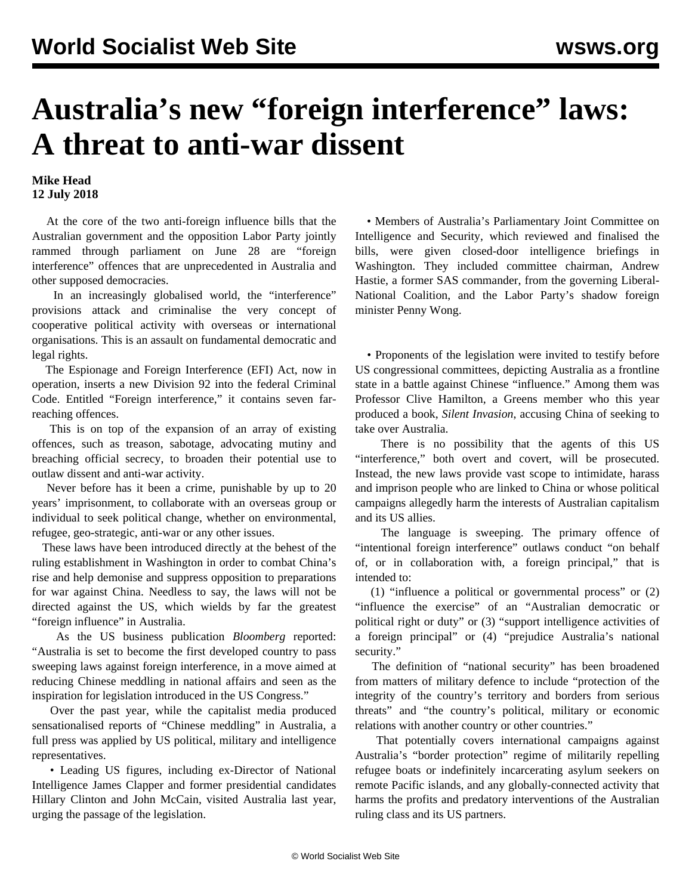# Australia's new "foreign interference" laws: A threat to anti-war dissent

**Mike Head**
**12 July 2018**

At the core of the two anti-foreign influence bills that the Australian government and the opposition Labor Party jointly rammed through parliament on June 28 are "foreign interference" offences that are unprecedented in Australia and other supposed democracies.

In an increasingly globalised world, the "interference" provisions attack and criminalise the very concept of cooperative political activity with overseas or international organisations. This is an assault on fundamental democratic and legal rights.

The Espionage and Foreign Interference (EFI) Act, now in operation, inserts a new Division 92 into the federal Criminal Code. Entitled "Foreign interference," it contains seven far-reaching offences.

This is on top of the expansion of an array of existing offences, such as treason, sabotage, advocating mutiny and breaching official secrecy, to broaden their potential use to outlaw dissent and anti-war activity.

Never before has it been a crime, punishable by up to 20 years' imprisonment, to collaborate with an overseas group or individual to seek political change, whether on environmental, refugee, geo-strategic, anti-war or any other issues.

These laws have been introduced directly at the behest of the ruling establishment in Washington in order to combat China's rise and help demonise and suppress opposition to preparations for war against China. Needless to say, the laws will not be directed against the US, which wields by far the greatest "foreign influence" in Australia.

As the US business publication *Bloomberg* reported: "Australia is set to become the first developed country to pass sweeping laws against foreign interference, in a move aimed at reducing Chinese meddling in national affairs and seen as the inspiration for legislation introduced in the US Congress."

Over the past year, while the capitalist media produced sensationalised reports of "Chinese meddling" in Australia, a full press was applied by US political, military and intelligence representatives.

• Leading US figures, including ex-Director of National Intelligence James Clapper and former presidential candidates Hillary Clinton and John McCain, visited Australia last year, urging the passage of the legislation.

• Members of Australia's Parliamentary Joint Committee on Intelligence and Security, which reviewed and finalised the bills, were given closed-door intelligence briefings in Washington. They included committee chairman, Andrew Hastie, a former SAS commander, from the governing Liberal-National Coalition, and the Labor Party's shadow foreign minister Penny Wong.

• Proponents of the legislation were invited to testify before US congressional committees, depicting Australia as a frontline state in a battle against Chinese "influence." Among them was Professor Clive Hamilton, a Greens member who this year produced a book, *Silent Invasion,* accusing China of seeking to take over Australia.

There is no possibility that the agents of this US "interference," both overt and covert, will be prosecuted. Instead, the new laws provide vast scope to intimidate, harass and imprison people who are linked to China or whose political campaigns allegedly harm the interests of Australian capitalism and its US allies.

The language is sweeping. The primary offence of "intentional foreign interference" outlaws conduct "on behalf of, or in collaboration with, a foreign principal," that is intended to:

(1) "influence a political or governmental process" or (2) "influence the exercise" of an "Australian democratic or political right or duty" or (3) "support intelligence activities of a foreign principal" or (4) "prejudice Australia's national security."

The definition of "national security" has been broadened from matters of military defence to include "protection of the integrity of the country's territory and borders from serious threats" and "the country's political, military or economic relations with another country or other countries."

That potentially covers international campaigns against Australia's "border protection" regime of militarily repelling refugee boats or indefinitely incarcerating asylum seekers on remote Pacific islands, and any globally-connected activity that harms the profits and predatory interventions of the Australian ruling class and its US partners.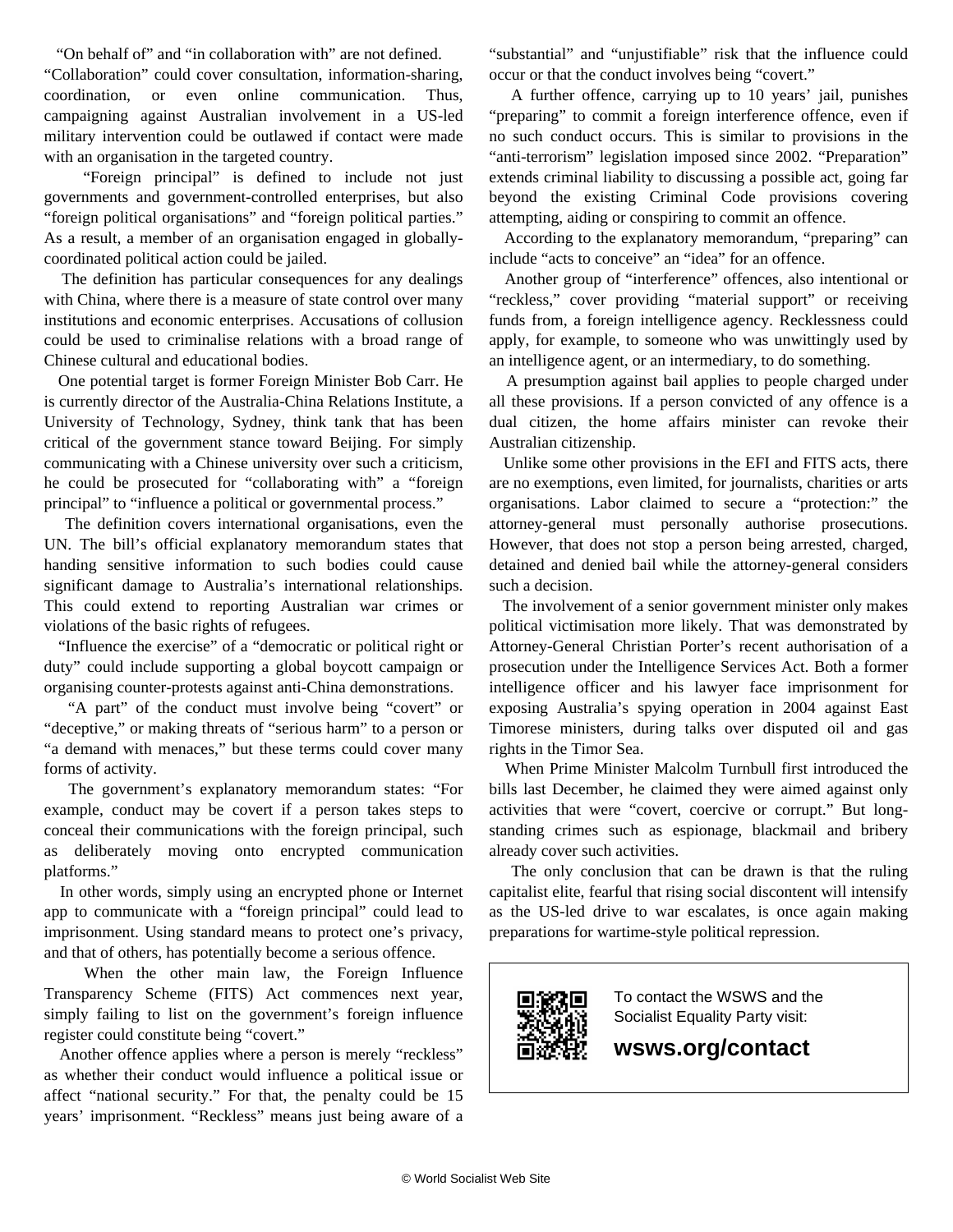"On behalf of" and "in collaboration with" are not defined. "Collaboration" could cover consultation, information-sharing, coordination, or even online communication. Thus, campaigning against Australian involvement in a US-led military intervention could be outlawed if contact were made with an organisation in the targeted country.

"Foreign principal" is defined to include not just governments and government-controlled enterprises, but also "foreign political organisations" and "foreign political parties." As a result, a member of an organisation engaged in globally-coordinated political action could be jailed.

The definition has particular consequences for any dealings with China, where there is a measure of state control over many institutions and economic enterprises. Accusations of collusion could be used to criminalise relations with a broad range of Chinese cultural and educational bodies.

One potential target is former Foreign Minister Bob Carr. He is currently director of the Australia-China Relations Institute, a University of Technology, Sydney, think tank that has been critical of the government stance toward Beijing. For simply communicating with a Chinese university over such a criticism, he could be prosecuted for "collaborating with" a "foreign principal" to "influence a political or governmental process."

The definition covers international organisations, even the UN. The bill's official explanatory memorandum states that handing sensitive information to such bodies could cause significant damage to Australia's international relationships. This could extend to reporting Australian war crimes or violations of the basic rights of refugees.

"Influence the exercise" of a "democratic or political right or duty" could include supporting a global boycott campaign or organising counter-protests against anti-China demonstrations.

"A part" of the conduct must involve being "covert" or "deceptive," or making threats of "serious harm" to a person or "a demand with menaces," but these terms could cover many forms of activity.

The government's explanatory memorandum states: "For example, conduct may be covert if a person takes steps to conceal their communications with the foreign principal, such as deliberately moving onto encrypted communication platforms."

In other words, simply using an encrypted phone or Internet app to communicate with a "foreign principal" could lead to imprisonment. Using standard means to protect one's privacy, and that of others, has potentially become a serious offence.

When the other main law, the Foreign Influence Transparency Scheme (FITS) Act commences next year, simply failing to list on the government's foreign influence register could constitute being "covert."

Another offence applies where a person is merely "reckless" as whether their conduct would influence a political issue or affect "national security." For that, the penalty could be 15 years' imprisonment. "Reckless" means just being aware of a "substantial" and "unjustifiable" risk that the influence could occur or that the conduct involves being "covert."

A further offence, carrying up to 10 years' jail, punishes "preparing" to commit a foreign interference offence, even if no such conduct occurs. This is similar to provisions in the "anti-terrorism" legislation imposed since 2002. "Preparation" extends criminal liability to discussing a possible act, going far beyond the existing Criminal Code provisions covering attempting, aiding or conspiring to commit an offence.

According to the explanatory memorandum, "preparing" can include "acts to conceive" an "idea" for an offence.

Another group of "interference" offences, also intentional or "reckless," cover providing "material support" or receiving funds from, a foreign intelligence agency. Recklessness could apply, for example, to someone who was unwittingly used by an intelligence agent, or an intermediary, to do something.

A presumption against bail applies to people charged under all these provisions. If a person convicted of any offence is a dual citizen, the home affairs minister can revoke their Australian citizenship.

Unlike some other provisions in the EFI and FITS acts, there are no exemptions, even limited, for journalists, charities or arts organisations. Labor claimed to secure a "protection:" the attorney-general must personally authorise prosecutions. However, that does not stop a person being arrested, charged, detained and denied bail while the attorney-general considers such a decision.

The involvement of a senior government minister only makes political victimisation more likely. That was demonstrated by Attorney-General Christian Porter's recent authorisation of a prosecution under the Intelligence Services Act. Both a former intelligence officer and his lawyer face imprisonment for exposing Australia's spying operation in 2004 against East Timorese ministers, during talks over disputed oil and gas rights in the Timor Sea.

When Prime Minister Malcolm Turnbull first introduced the bills last December, he claimed they were aimed against only activities that were "covert, coercive or corrupt." But long-standing crimes such as espionage, blackmail and bribery already cover such activities.

The only conclusion that can be drawn is that the ruling capitalist elite, fearful that rising social discontent will intensify as the US-led drive to war escalates, is once again making preparations for wartime-style political repression.

To contact the WSWS and the Socialist Equality Party visit:

**wsws.org/contact**